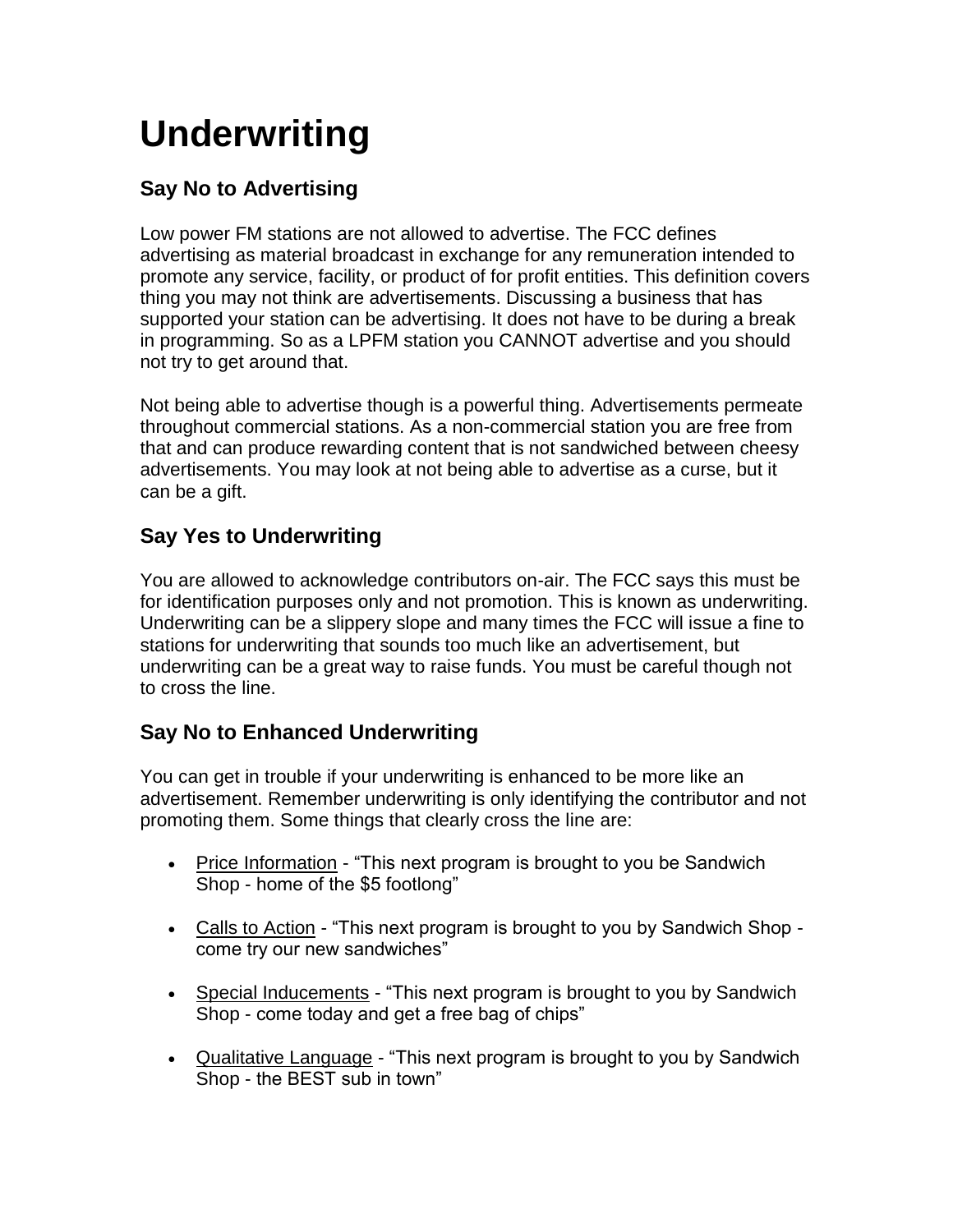# Underwriting

## Say No to Advertising

Low power FM stations are not allowed to advertise. The FCC defines advertising as material broadcast in exchange for any remuneration intended to promote any service, facility, or product of for profit entities. This definition covers thing you may not think are advertisements. Discussing a business that has supported your station can be advertising. It does not have to be during a break in programming. So as a LPFM station you CANNOT advertise and you should not try to get around that.

Not being able to advertise though is a powerful thing. Advertisements permeate throughout commercial stations. As a non-commercial station you are free from that and can produce rewarding content that is not sandwiched between cheesy advertisements. You may look at not being able to advertise as a curse, but it can be a gift.

## Say Yes to Underwriting

You are allowed to acknowledge contributors on-air. The FCC says this must be for identification purposes only and not promotion. This is known as underwriting. Underwriting can be a slippery slope and many times the FCC will issue a fine to stations for underwriting that sounds too much like an advertisement, but underwriting can be a great way to raise funds. You must be careful though not to cross the line.

## Say No to Enhanced Underwriting

You can get in trouble if your underwriting is enhanced to be more like an advertisement. Remember underwriting is only identifying the contributor and not promoting them. Some things that clearly cross the line are:

- Price Information - “This next program is brought to you be Sandwich Shop - home of the $5 footlong”
- Calls to Action - “This next program is brought to you by Sandwich Shop - come try our new sandwiches”
- Special Inducements - “This next program is brought to you by Sandwich Shop - come today and get a free bag of chips”
- Qualitative Language - “This next program is brought to you by Sandwich Shop - the BEST sub in town”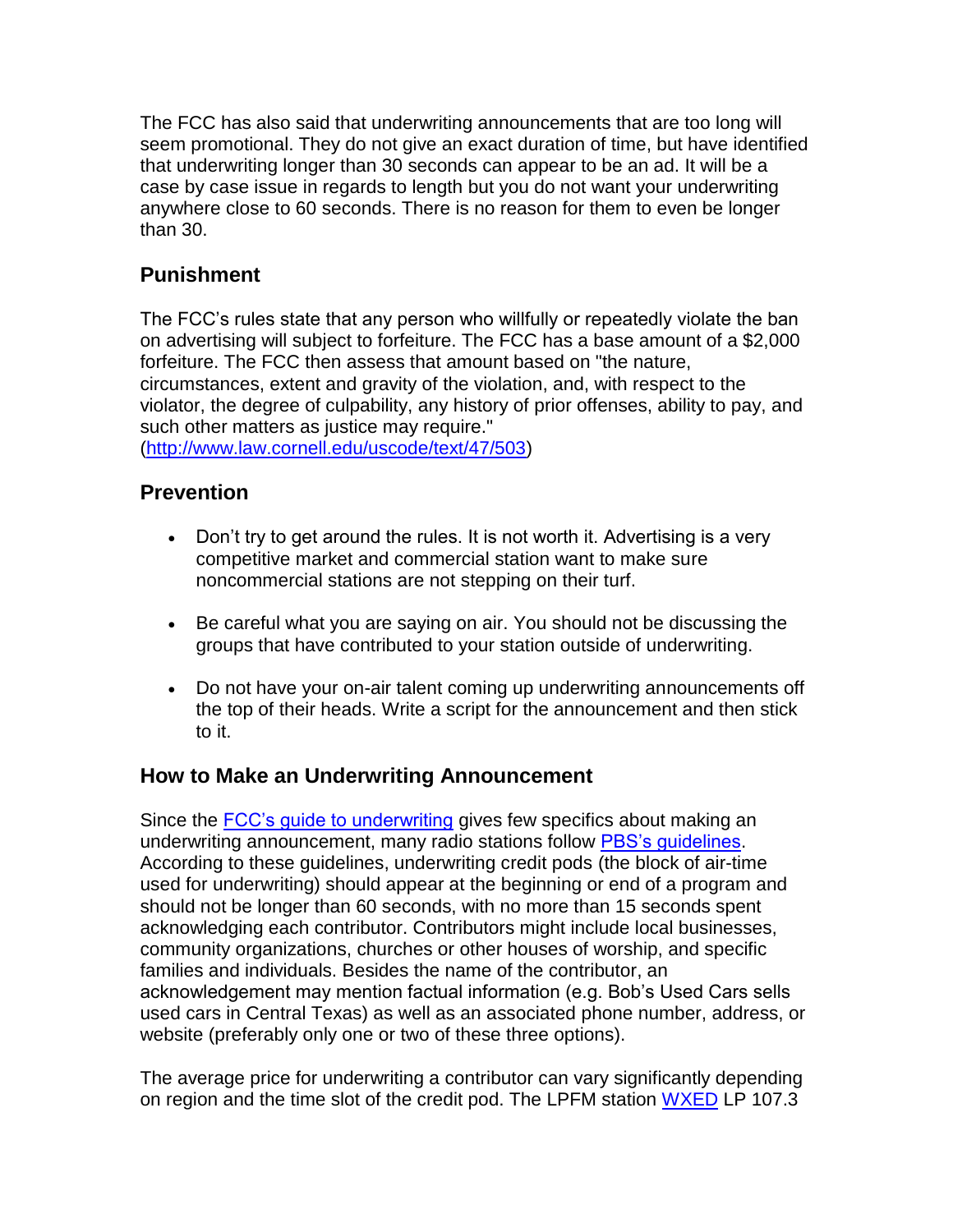The FCC has also said that underwriting announcements that are too long will seem promotional. They do not give an exact duration of time, but have identified that underwriting longer than 30 seconds can appear to be an ad. It will be a case by case issue in regards to length but you do not want your underwriting anywhere close to 60 seconds. There is no reason for them to even be longer than 30.

## Punishment

The FCC's rules state that any person who willfully or repeatedly violate the ban on advertising will subject to forfeiture. The FCC has a base amount of a $2,000 forfeiture. The FCC then assess that amount based on "the nature, circumstances, extent and gravity of the violation, and, with respect to the violator, the degree of culpability, any history of prior offenses, ability to pay, and such other matters as justice may require." ([http://www.law.cornell.edu/uscode/text/47/503](http://www.law.cornell.edu/uscode/text/47/503))

## Prevention

- Don't try to get around the rules. It is not worth it. Advertising is a very competitive market and commercial station want to make sure noncommercial stations are not stepping on their turf.
- Be careful what you are saying on air. You should not be discussing the groups that have contributed to your station outside of underwriting.
- Do not have your on-air talent coming up underwriting announcements off the top of their heads. Write a script for the announcement and then stick to it.

## How to Make an Underwriting Announcement

Since the FCC's guide to underwriting gives few specifics about making an underwriting announcement, many radio stations follow PBS's guidelines. According to these guidelines, underwriting credit pods (the block of air-time used for underwriting) should appear at the beginning or end of a program and should not be longer than 60 seconds, with no more than 15 seconds spent acknowledging each contributor. Contributors might include local businesses, community organizations, churches or other houses of worship, and specific families and individuals. Besides the name of the contributor, an acknowledgement may mention factual information (e.g. Bob's Used Cars sells used cars in Central Texas) as well as an associated phone number, address, or website (preferably only one or two of these three options).

The average price for underwriting a contributor can vary significantly depending on region and the time slot of the credit pod. The LPFM station WXED LP 107.3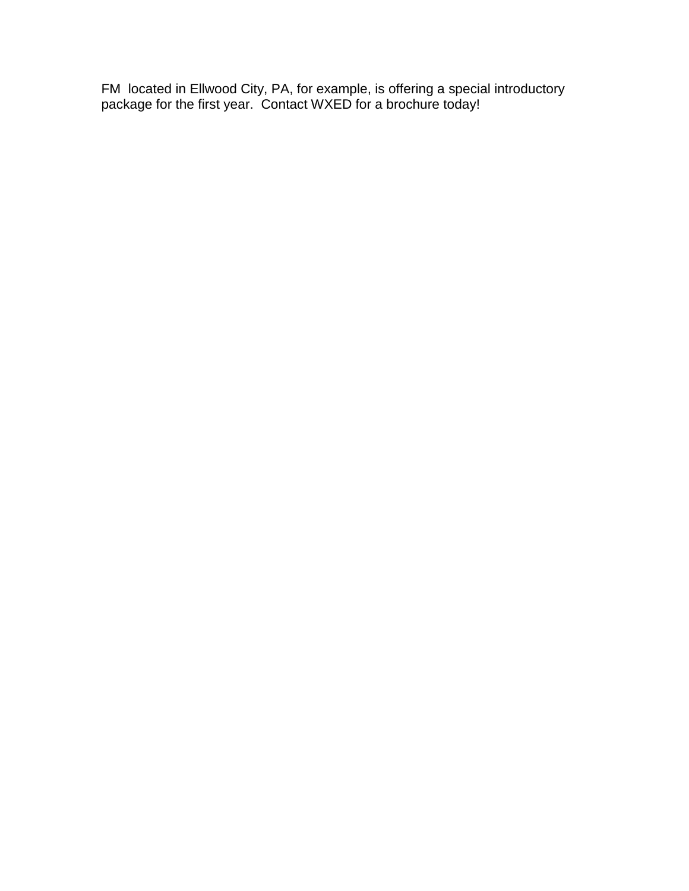FM located in Ellwood City, PA, for example, is offering a special introductory package for the first year. Contact WXED for a brochure today!